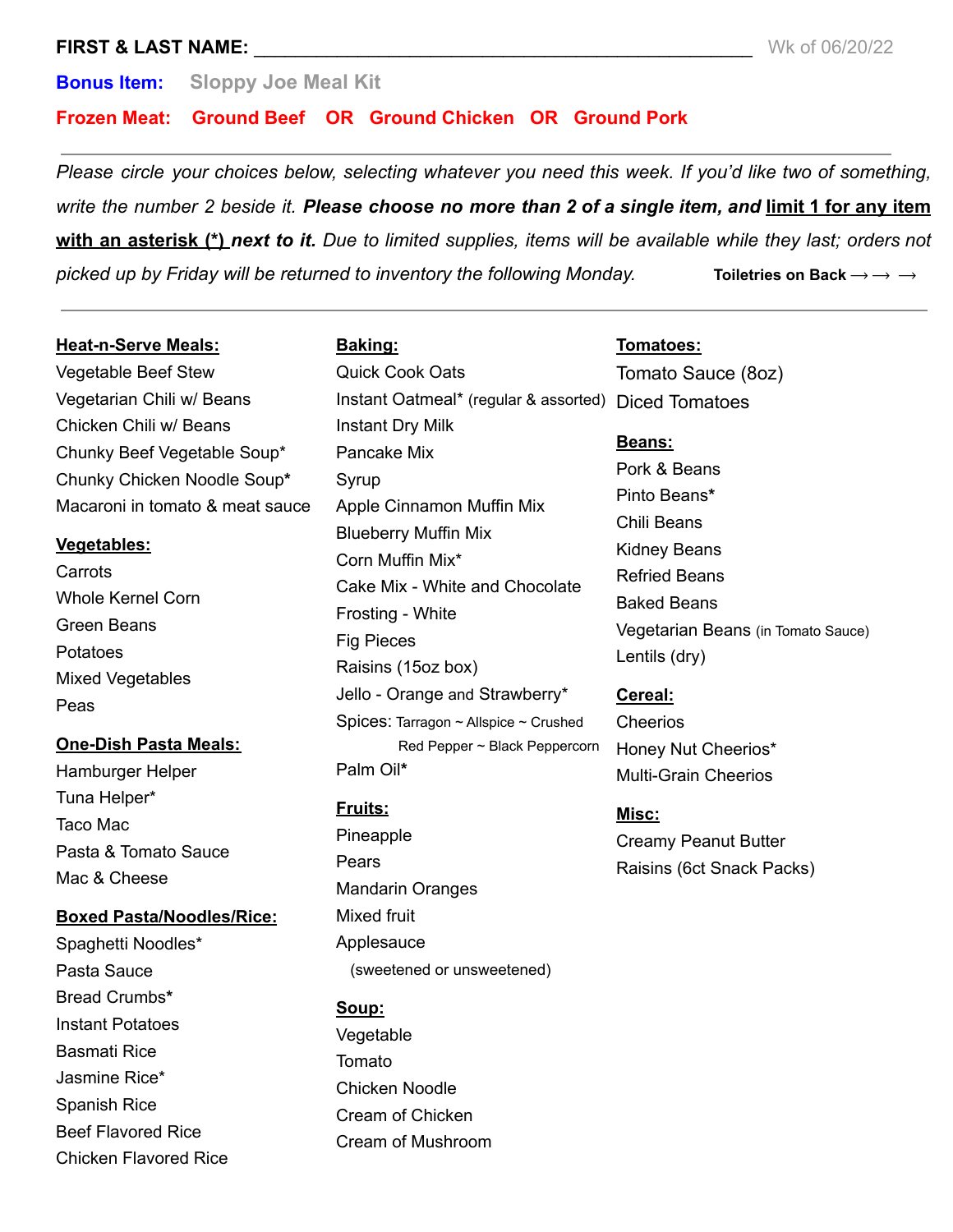**FIRST & LAST NAME:** ______________________________________________ Wk of 06/20/22

**Bonus Item:** Sloppy Joe Meal Kit

**Frozen Meat:** **Ground Beef** OR **Ground Chicken** OR **Ground Pork**

---

*Please circle your choices below, selecting whatever you need this week. If you'd like two of something, write the number 2 beside it.* ***Please choose no more than 2 of a single item, and limit 1 for any item with an asterisk (*) next to it.*** *Due to limited supplies, items will be available while they last; orders not picked up by Friday will be returned to inventory the following Monday.* **Toiletries on Back → → →**

---

**Heat-n-Serve Meals:**

- Vegetable Beef Stew
- Vegetarian Chili w/ Beans
- Chicken Chili w/ Beans
- Chunky Beef Vegetable Soup*
- Chunky Chicken Noodle Soup*
- Macaroni in tomato & meat sauce

**Vegetables:**

- Carrots
- Whole Kernel Corn
- Green Beans
- Potatoes
- Mixed Vegetables
- Peas

**One-Dish Pasta Meals:**

- Hamburger Helper
- Tuna Helper*
- Taco Mac
- Pasta & Tomato Sauce
- Mac & Cheese

**Boxed Pasta/Noodles/Rice:**

- Spaghetti Noodles*
- Pasta Sauce
- Bread Crumbs*
- Instant Potatoes
- Basmati Rice
- Jasmine Rice*
- Spanish Rice
- Beef Flavored Rice
- Chicken Flavored Rice

**Baking:**

- Quick Cook Oats
- Instant Oatmeal* (regular & assorted)
- Instant Dry Milk
- Pancake Mix
- Syrup
- Apple Cinnamon Muffin Mix
- Blueberry Muffin Mix
- Corn Muffin Mix*
- Cake Mix - White and Chocolate
- Frosting - White
- Fig Pieces
- Raisins (15oz box)
- Jello - Orange and Strawberry*
- Spices: Tarragon ~ Allspice ~ Crushed Red Pepper ~ Black Peppercorn
- Palm Oil*

**Fruits:**

- Pineapple
- Pears
- Mandarin Oranges
- Mixed fruit
- Applesauce (sweetened or unsweetened)

**Soup:**

- Vegetable
- Tomato
- Chicken Noodle
- Cream of Chicken
- Cream of Mushroom

**Tomatoes:**

- Tomato Sauce (8oz)
- Diced Tomatoes

**Beans:**

- Pork & Beans
- Pinto Beans*
- Chili Beans
- Kidney Beans
- Refried Beans
- Baked Beans
- Vegetarian Beans (in Tomato Sauce)
- Lentils (dry)

**Cereal:**

- Cheerios
- Honey Nut Cheerios*
- Multi-Grain Cheerios

**Misc:**

- Creamy Peanut Butter
- Raisins (6ct Snack Packs)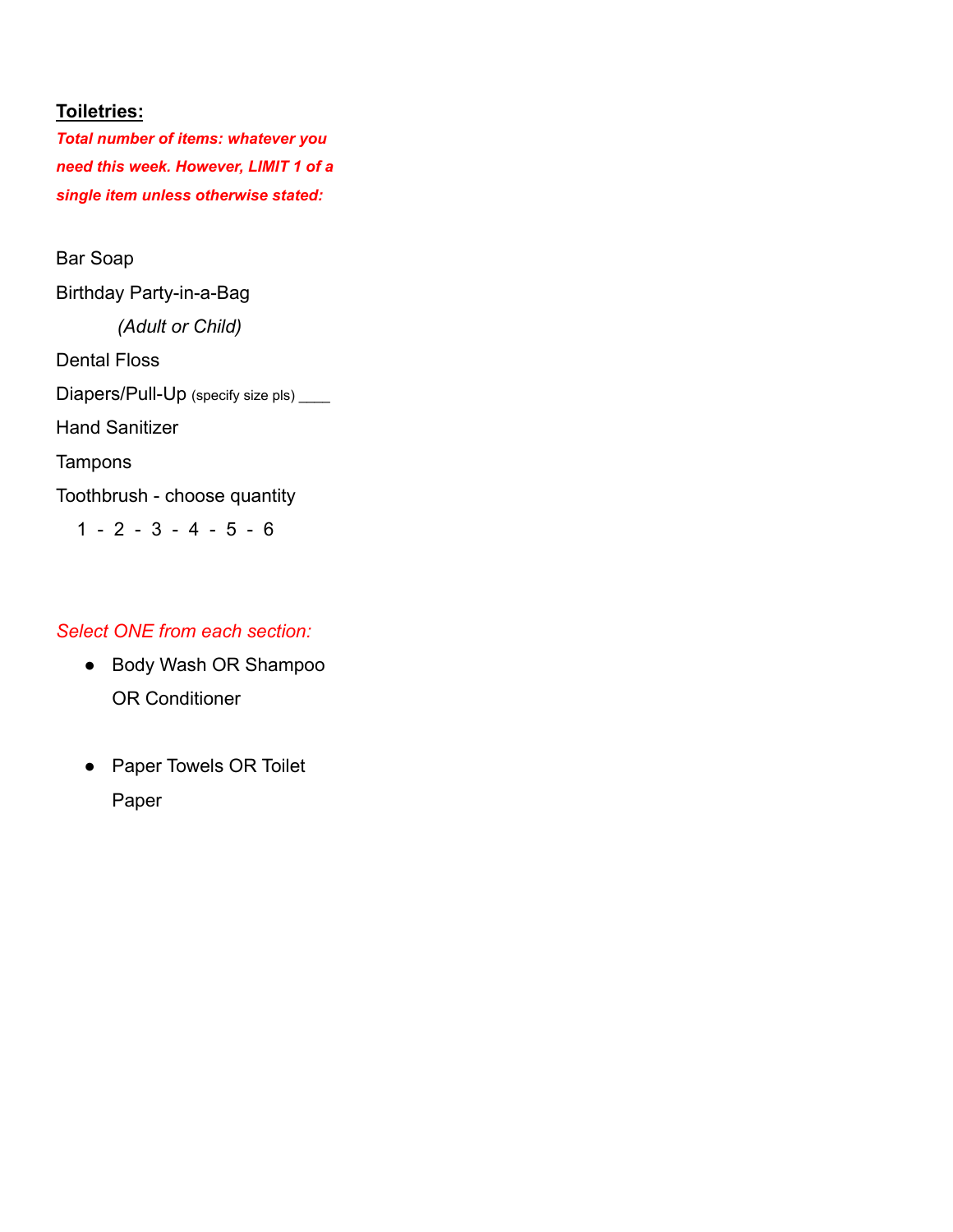**Toiletries:**

***Total number of items: whatever you need this week. However, LIMIT 1 of a single item unless otherwise stated:***

Bar Soap

Birthday Party-in-a-Bag

*(Adult or Child)*

Dental Floss

Diapers/Pull-Up (specify size pls) ____

Hand Sanitizer

Tampons

Toothbrush - choose quantity

1 - 2 - 3 - 4 - 5 - 6

*Select ONE from each section:*

- Body Wash OR Shampoo OR Conditioner

- Paper Towels OR Toilet Paper